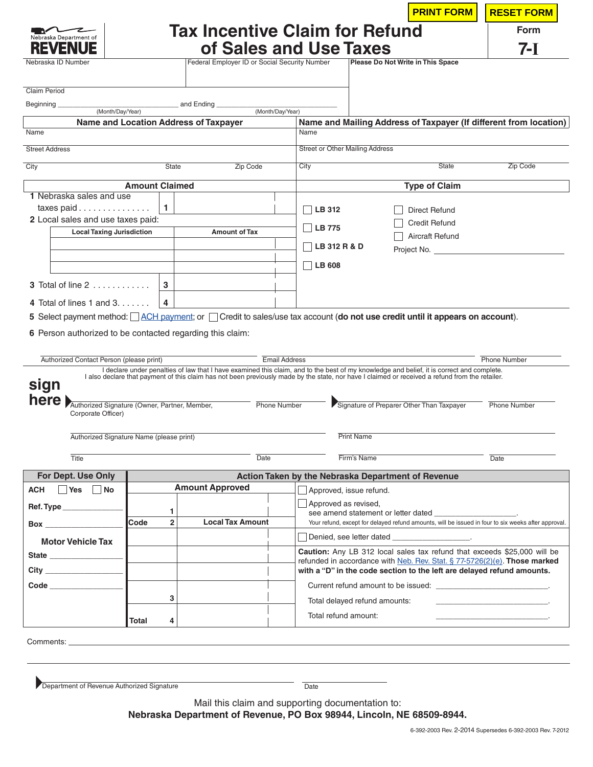PRINT FORM RESET FORM

Nebraska Department of REVENUE

# Tax Incentive Claim for Refund of Sales and Use Taxes

Form **7-I**

| Nebraska ID Number | Federal Employer ID or Social Security Number | Please Do Not Write in This Space |
|---|---|---|
| | | |

Claim Period

Beginning ______________________ (Month/Day/Year) and Ending ______________________ (Month/Day/Year)

| Name and Location Address of Taxpayer | | | Name and Mailing Address of Taxpayer (If different from location) | | |
|---|---|---|---|---|---|
| Name | | | Name | | |
| Street Address | | | Street or Other Mailing Address | | |
| City | State | Zip Code | City | State | Zip Code |

## Amount Claimed

1 Nebraska sales and use taxes paid . . . . . . . . . . . . . . . . **1** ____________

2 Local sales and use taxes paid:

| Local Taxing Jurisdiction | Amount of Tax |
|---|---|
| | |
| | |
| | |

3 Total of line 2 . . . . . . . . . . . . **3** ____________

4 Total of lines 1 and 3. . . . . . . **4** ____________

## Type of Claim

☐ LB 312 ☐ Direct Refund

☐ LB 775 ☐ Credit Refund

☐ LB 312 R & D ☐ Aircraft Refund

☐ LB 608 Project No. ____________

5 Select payment method: ☐ ACH payment; or ☐ Credit to sales/use tax account (**do not use credit until it appears on account**).

6 Person authorized to be contacted regarding this claim:

Authorized Contact Person (please print) ____________ Email Address ____________ Phone Number ____________

I declare under penalties of law that I have examined this claim, and to the best of my knowledge and belief, it is correct and complete. I also declare that payment of this claim has not been previously made by the state, nor have I claimed or received a refund from the retailer.

**sign here**

Authorized Signature (Owner, Partner, Member, Corporate Officer) ____________ Phone Number ____________

Signature of Preparer Other Than Taxpayer ____________ Phone Number ____________

Authorized Signature Name (please print) ____________

Print Name ____________

Title ____________ Date ____________

Firm's Name ____________ Date ____________

| For Dept. Use Only | Action Taken by the Nebraska Department of Revenue | | |
|---|---|---|---|
| ACH ☐ Yes ☐ No | **Amount Approved** | | ☐ Approved, issue refund. |
| Ref. Type ____________ | 1 | | ☐ Approved as revised, see amend statement or letter dated ____________. |
| Box ____________ | **Code** 2 | **Local Tax Amount** | Your refund, except for delayed refund amounts, will be issued in four to six weeks after approval. |
| **Motor Vehicle Tax** | | | ☐ Denied, see letter dated ____________. |
| State ____________ | | | **Caution:** Any LB 312 local sales tax refund that exceeds $25,000 will be refunded in accordance with Neb. Rev. Stat. § 77-5726(2)(e). **Those marked with a "D" in the code section to the left are delayed refund amounts.** |
| City ____________ | | | Current refund amount to be issued: ____________. |
| Code ____________ | 3 | | Total delayed refund amounts: ____________. |
| | **Total** 4 | | Total refund amount: ____________. |

Comments: ____________

Department of Revenue Authorized Signature ____________ Date ____________

Mail this claim and supporting documentation to:
**Nebraska Department of Revenue, PO Box 98944, Lincoln, NE 68509-8944.**

6-392-2003 Rev. 2-2014 Supersedes 6-392-2003 Rev. 7-2012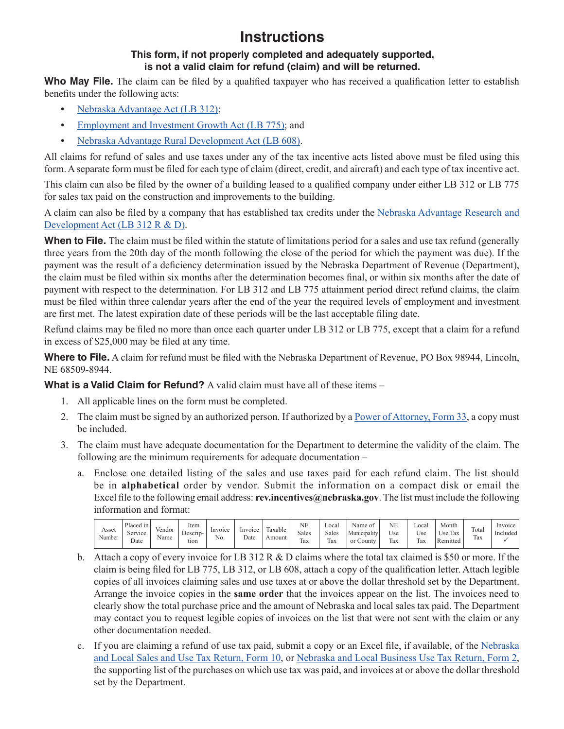# Instructions

**This form, if not properly completed and adequately supported, is not a valid claim for refund (claim) and will be returned.**

**Who May File.** The claim can be filed by a qualified taxpayer who has received a qualification letter to establish benefits under the following acts:

- Nebraska Advantage Act (LB 312);
- Employment and Investment Growth Act (LB 775); and
- Nebraska Advantage Rural Development Act (LB 608).

All claims for refund of sales and use taxes under any of the tax incentive acts listed above must be filed using this form. A separate form must be filed for each type of claim (direct, credit, and aircraft) and each type of tax incentive act.

This claim can also be filed by the owner of a building leased to a qualified company under either LB 312 or LB 775 for sales tax paid on the construction and improvements to the building.

A claim can also be filed by a company that has established tax credits under the Nebraska Advantage Research and Development Act (LB 312 R & D).

**When to File.** The claim must be filed within the statute of limitations period for a sales and use tax refund (generally three years from the 20th day of the month following the close of the period for which the payment was due). If the payment was the result of a deficiency determination issued by the Nebraska Department of Revenue (Department), the claim must be filed within six months after the determination becomes final, or within six months after the date of payment with respect to the determination. For LB 312 and LB 775 attainment period direct refund claims, the claim must be filed within three calendar years after the end of the year the required levels of employment and investment are first met. The latest expiration date of these periods will be the last acceptable filing date.

Refund claims may be filed no more than once each quarter under LB 312 or LB 775, except that a claim for a refund in excess of $25,000 may be filed at any time.

**Where to File.** A claim for refund must be filed with the Nebraska Department of Revenue, PO Box 98944, Lincoln, NE 68509-8944.

**What is a Valid Claim for Refund?** A valid claim must have all of these items –

1. All applicable lines on the form must be completed.
2. The claim must be signed by an authorized person. If authorized by a Power of Attorney, Form 33, a copy must be included.
3. The claim must have adequate documentation for the Department to determine the validity of the claim. The following are the minimum requirements for adequate documentation –

   a. Enclose one detailed listing of the sales and use taxes paid for each refund claim. The list should be in **alphabetical** order by vendor. Submit the information on a compact disk or email the Excel file to the following email address: **rev.incentives@nebraska.gov**. The list must include the following information and format:

   | Asset Number | Placed in Service Date | Vendor Name | Item Description | Invoice No. | Invoice Date | Taxable Amount | NE Sales Tax | Local Sales Tax | Name of Municipality or County | NE Use Tax | Local Use Tax | Month Use Tax Remitted | Total Tax | Invoice Included ✓ |
   |---|---|---|---|---|---|---|---|---|---|---|---|---|---|---|

   b. Attach a copy of every invoice for LB 312 R & D claims where the total tax claimed is $50 or more. If the claim is being filed for LB 775, LB 312, or LB 608, attach a copy of the qualification letter. Attach legible copies of all invoices claiming sales and use taxes at or above the dollar threshold set by the Department. Arrange the invoice copies in the **same order** that the invoices appear on the list. The invoices need to clearly show the total purchase price and the amount of Nebraska and local sales tax paid. The Department may contact you to request legible copies of invoices on the list that were not sent with the claim or any other documentation needed.

   c. If you are claiming a refund of use tax paid, submit a copy or an Excel file, if available, of the Nebraska and Local Sales and Use Tax Return, Form 10, or Nebraska and Local Business Use Tax Return, Form 2, the supporting list of the purchases on which use tax was paid, and invoices at or above the dollar threshold set by the Department.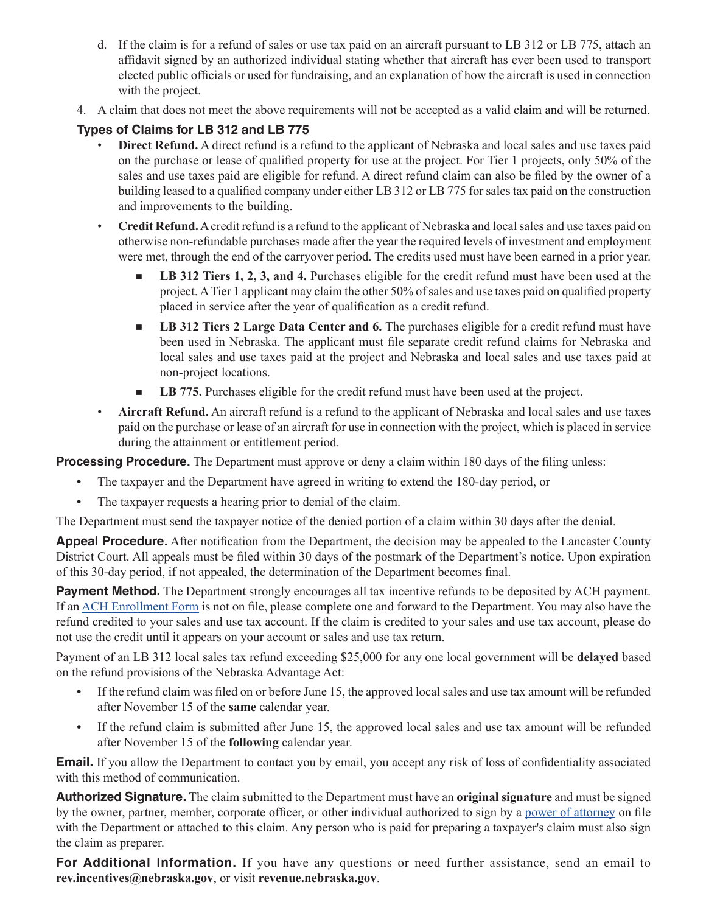d. If the claim is for a refund of sales or use tax paid on an aircraft pursuant to LB 312 or LB 775, attach an affidavit signed by an authorized individual stating whether that aircraft has ever been used to transport elected public officials or used for fundraising, and an explanation of how the aircraft is used in connection with the project.

4. A claim that does not meet the above requirements will not be accepted as a valid claim and will be returned.

### Types of Claims for LB 312 and LB 775

- **Direct Refund.** A direct refund is a refund to the applicant of Nebraska and local sales and use taxes paid on the purchase or lease of qualified property for use at the project. For Tier 1 projects, only 50% of the sales and use taxes paid are eligible for refund. A direct refund claim can also be filed by the owner of a building leased to a qualified company under either LB 312 or LB 775 for sales tax paid on the construction and improvements to the building.
- **Credit Refund.** A credit refund is a refund to the applicant of Nebraska and local sales and use taxes paid on otherwise non-refundable purchases made after the year the required levels of investment and employment were met, through the end of the carryover period. The credits used must have been earned in a prior year.
  - **LB 312 Tiers 1, 2, 3, and 4.** Purchases eligible for the credit refund must have been used at the project. A Tier 1 applicant may claim the other 50% of sales and use taxes paid on qualified property placed in service after the year of qualification as a credit refund.
  - **LB 312 Tiers 2 Large Data Center and 6.** The purchases eligible for a credit refund must have been used in Nebraska. The applicant must file separate credit refund claims for Nebraska and local sales and use taxes paid at the project and Nebraska and local sales and use taxes paid at non-project locations.
  - **LB 775.** Purchases eligible for the credit refund must have been used at the project.
- **Aircraft Refund.** An aircraft refund is a refund to the applicant of Nebraska and local sales and use taxes paid on the purchase or lease of an aircraft for use in connection with the project, which is placed in service during the attainment or entitlement period.

**Processing Procedure.** The Department must approve or deny a claim within 180 days of the filing unless:

- The taxpayer and the Department have agreed in writing to extend the 180-day period, or
- The taxpayer requests a hearing prior to denial of the claim.

The Department must send the taxpayer notice of the denied portion of a claim within 30 days after the denial.

**Appeal Procedure.** After notification from the Department, the decision may be appealed to the Lancaster County District Court. All appeals must be filed within 30 days of the postmark of the Department's notice. Upon expiration of this 30-day period, if not appealed, the determination of the Department becomes final.

**Payment Method.** The Department strongly encourages all tax incentive refunds to be deposited by ACH payment. If an ACH Enrollment Form is not on file, please complete one and forward to the Department. You may also have the refund credited to your sales and use tax account. If the claim is credited to your sales and use tax account, please do not use the credit until it appears on your account or sales and use tax return.

Payment of an LB 312 local sales tax refund exceeding $25,000 for any one local government will be **delayed** based on the refund provisions of the Nebraska Advantage Act:

- If the refund claim was filed on or before June 15, the approved local sales and use tax amount will be refunded after November 15 of the **same** calendar year.
- If the refund claim is submitted after June 15, the approved local sales and use tax amount will be refunded after November 15 of the **following** calendar year.

**Email.** If you allow the Department to contact you by email, you accept any risk of loss of confidentiality associated with this method of communication.

**Authorized Signature.** The claim submitted to the Department must have an **original signature** and must be signed by the owner, partner, member, corporate officer, or other individual authorized to sign by a power of attorney on file with the Department or attached to this claim. Any person who is paid for preparing a taxpayer's claim must also sign the claim as preparer.

**For Additional Information.** If you have any questions or need further assistance, send an email to **rev.incentives@nebraska.gov**, or visit **revenue.nebraska.gov**.